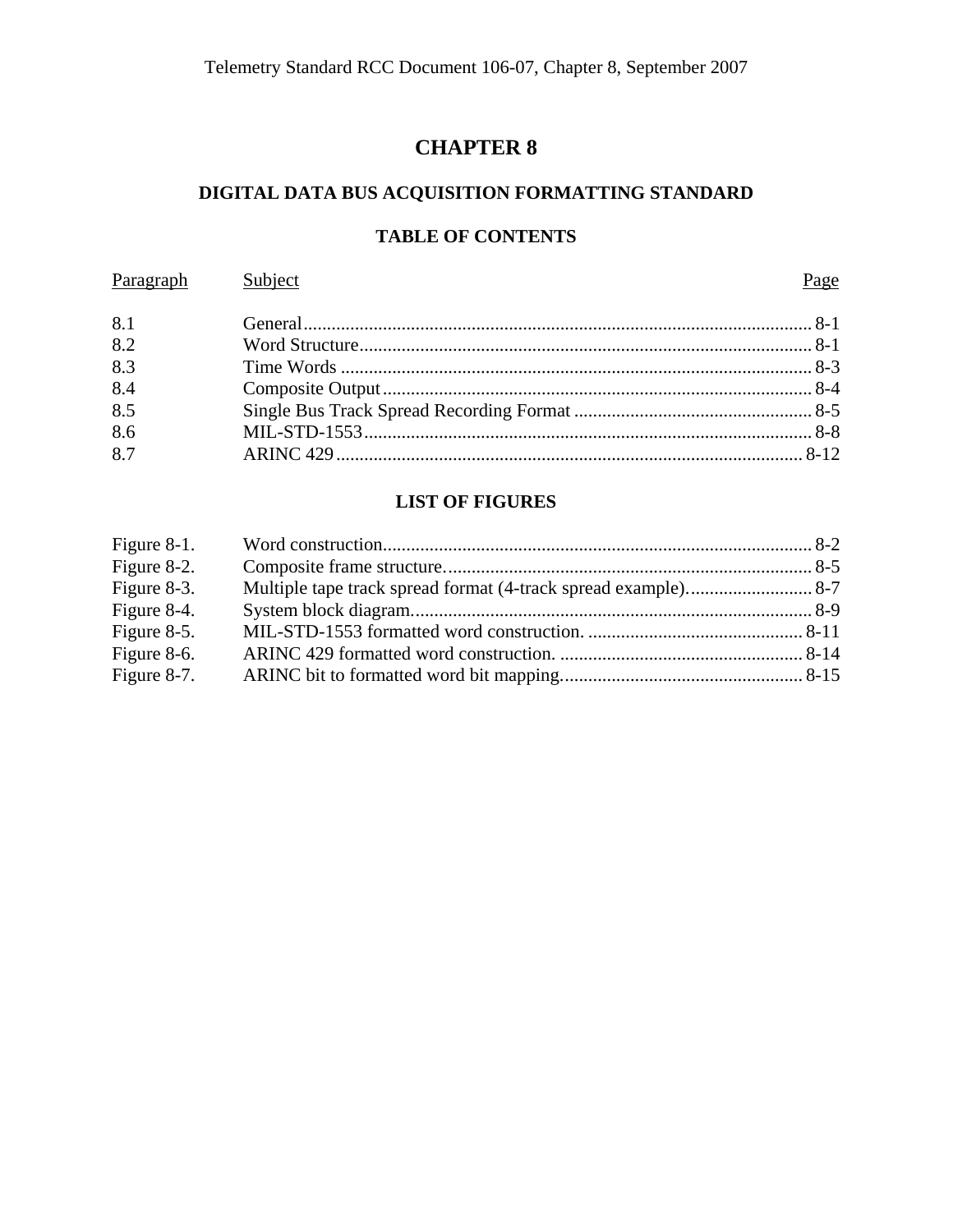# CHAPTER 8

## DIGITAL DATA BUS ACQUISITION FORMATTING STANDARD

### TABLE OF CONTENTS

| Paragraph | Subject | Page |
|---|---|---|
| 8.1 | General | 8-1 |
| 8.2 | Word Structure | 8-1 |
| 8.3 | Time Words | 8-3 |
| 8.4 | Composite Output | 8-4 |
| 8.5 | Single Bus Track Spread Recording Format | 8-5 |
| 8.6 | MIL-STD-1553 | 8-8 |
| 8.7 | ARINC 429 | 8-12 |

### LIST OF FIGURES

| | | |
|---|---|---|
| Figure 8-1. | Word construction. | 8-2 |
| Figure 8-2. | Composite frame structure. | 8-5 |
| Figure 8-3. | Multiple tape track spread format (4-track spread example). | 8-7 |
| Figure 8-4. | System block diagram. | 8-9 |
| Figure 8-5. | MIL-STD-1553 formatted word construction. | 8-11 |
| Figure 8-6. | ARINC 429 formatted word construction. | 8-14 |
| Figure 8-7. | ARINC bit to formatted word bit mapping. | 8-15 |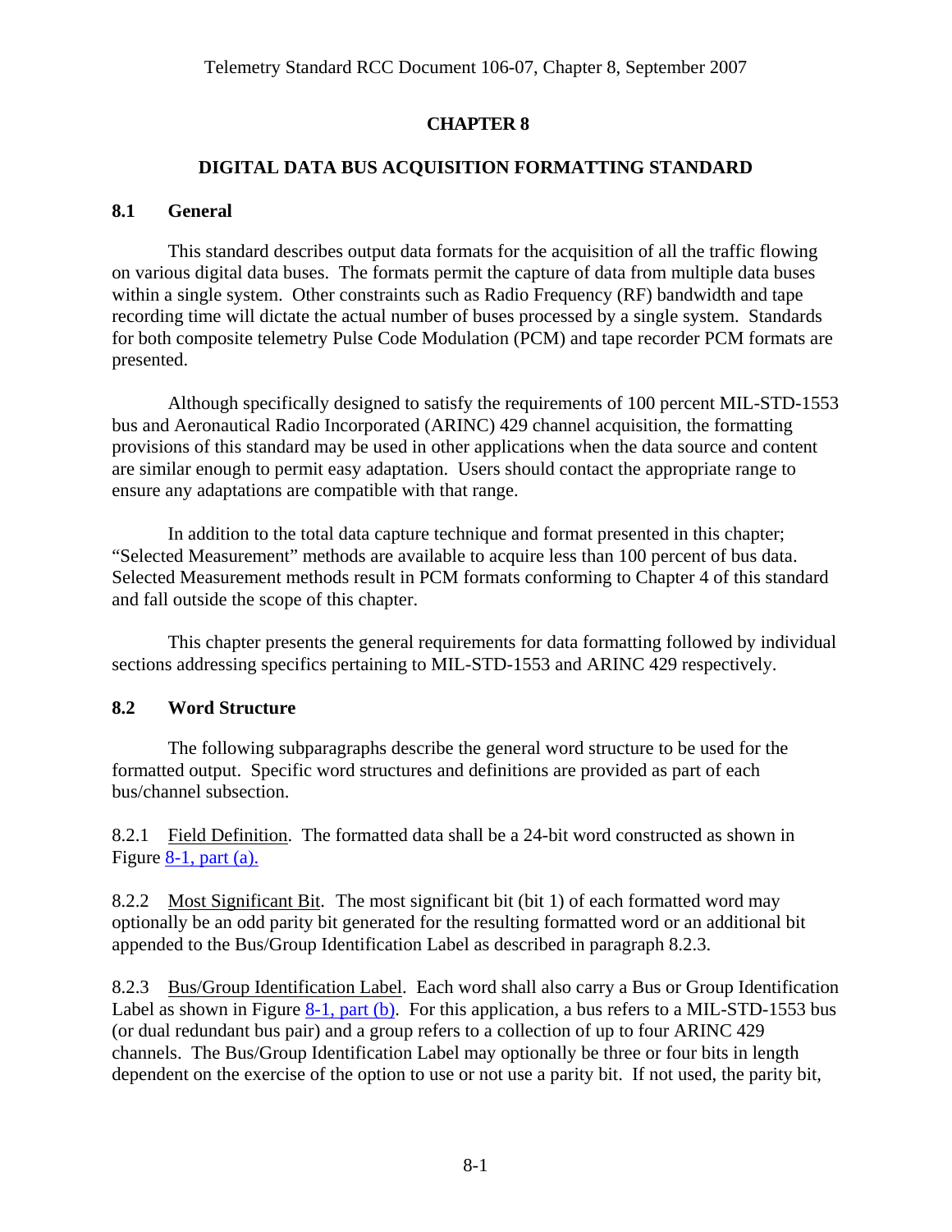# CHAPTER 8

## DIGITAL DATA BUS ACQUISITION FORMATTING STANDARD

### 8.1 General

This standard describes output data formats for the acquisition of all the traffic flowing on various digital data buses. The formats permit the capture of data from multiple data buses within a single system. Other constraints such as Radio Frequency (RF) bandwidth and tape recording time will dictate the actual number of buses processed by a single system. Standards for both composite telemetry Pulse Code Modulation (PCM) and tape recorder PCM formats are presented.

Although specifically designed to satisfy the requirements of 100 percent MIL-STD-1553 bus and Aeronautical Radio Incorporated (ARINC) 429 channel acquisition, the formatting provisions of this standard may be used in other applications when the data source and content are similar enough to permit easy adaptation. Users should contact the appropriate range to ensure any adaptations are compatible with that range.

In addition to the total data capture technique and format presented in this chapter; "Selected Measurement" methods are available to acquire less than 100 percent of bus data. Selected Measurement methods result in PCM formats conforming to Chapter 4 of this standard and fall outside the scope of this chapter.

This chapter presents the general requirements for data formatting followed by individual sections addressing specifics pertaining to MIL-STD-1553 and ARINC 429 respectively.

### 8.2 Word Structure

The following subparagraphs describe the general word structure to be used for the formatted output. Specific word structures and definitions are provided as part of each bus/channel subsection.

8.2.1 Field Definition. The formatted data shall be a 24-bit word constructed as shown in Figure 8-1, part (a).

8.2.2 Most Significant Bit. The most significant bit (bit 1) of each formatted word may optionally be an odd parity bit generated for the resulting formatted word or an additional bit appended to the Bus/Group Identification Label as described in paragraph 8.2.3.

8.2.3 Bus/Group Identification Label. Each word shall also carry a Bus or Group Identification Label as shown in Figure 8-1, part (b). For this application, a bus refers to a MIL-STD-1553 bus (or dual redundant bus pair) and a group refers to a collection of up to four ARINC 429 channels. The Bus/Group Identification Label may optionally be three or four bits in length dependent on the exercise of the option to use or not use a parity bit. If not used, the parity bit,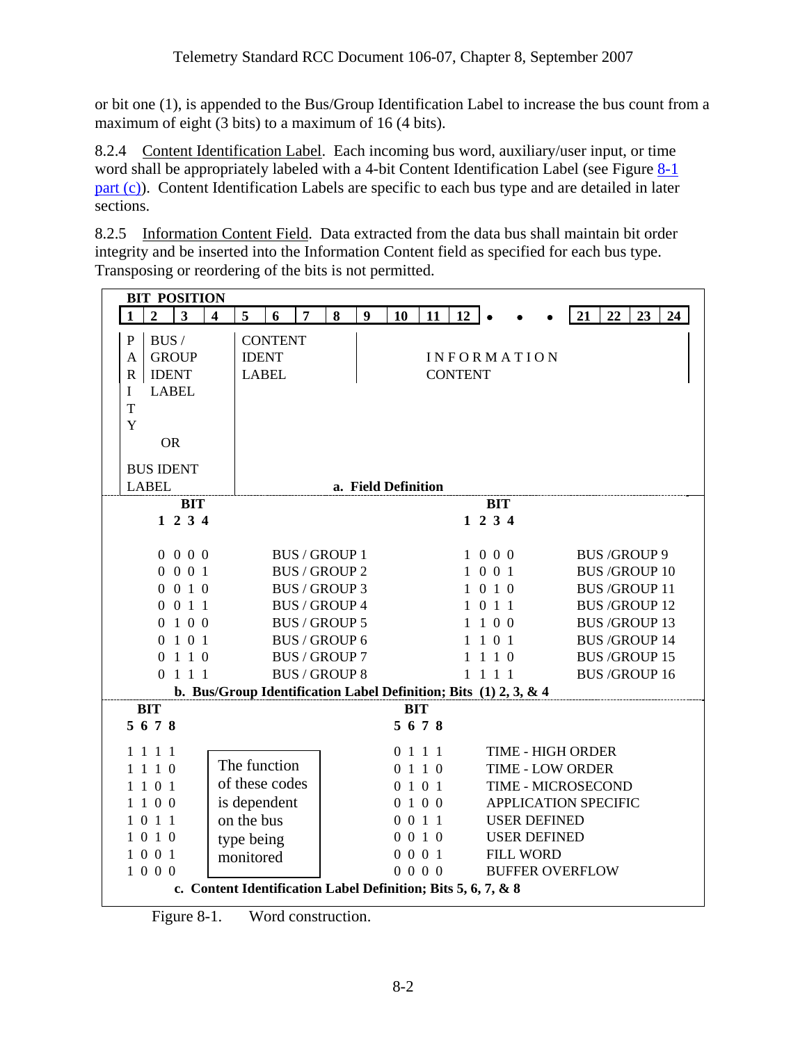or bit one (1), is appended to the Bus/Group Identification Label to increase the bus count from a maximum of eight (3 bits) to a maximum of 16 (4 bits).

8.2.4 Content Identification Label. Each incoming bus word, auxiliary/user input, or time word shall be appropriately labeled with a 4-bit Content Identification Label (see Figure 8-1 part (c)). Content Identification Labels are specific to each bus type and are detailed in later sections.

8.2.5 Information Content Field. Data extracted from the data bus shall maintain bit order integrity and be inserted into the Information Content field as specified for each bus type. Transposing or reordering of the bits is not permitted.

**BIT POSITION**

| 1 | 2 | 3 | 4 | 5 | 6 | 7 | 8 | 9 | 10 | 11 | 12 | • • • | 21 | 22 | 23 | 24 |
|---|---|---|---|---|---|---|---|---|---|---|---|---|---|---|---|---|
| PARITY | BUS / GROUP IDENT LABEL | | | CONTENT IDENT LABEL | | | | INFORMATION CONTENT | | | | | | | | |
| OR BUS IDENT LABEL | | | | | | | | | | | | | | | | |

**a. Field Definition**

| BIT 1 2 3 4 | | BIT 1 2 3 4 | |
|---|---|---|---|
| 0 0 0 0 | BUS / GROUP 1 | 1 0 0 0 | BUS /GROUP 9 |
| 0 0 0 1 | BUS / GROUP 2 | 1 0 0 1 | BUS /GROUP 10 |
| 0 0 1 0 | BUS / GROUP 3 | 1 0 1 0 | BUS /GROUP 11 |
| 0 0 1 1 | BUS / GROUP 4 | 1 0 1 1 | BUS /GROUP 12 |
| 0 1 0 0 | BUS / GROUP 5 | 1 1 0 0 | BUS /GROUP 13 |
| 0 1 0 1 | BUS / GROUP 6 | 1 1 0 1 | BUS /GROUP 14 |
| 0 1 1 0 | BUS / GROUP 7 | 1 1 1 0 | BUS /GROUP 15 |
| 0 1 1 1 | BUS / GROUP 8 | 1 1 1 1 | BUS /GROUP 16 |

**b. Bus/Group Identification Label Definition; Bits (1) 2, 3, & 4**

| BIT 5 6 7 8 | | BIT 5 6 7 8 | |
|---|---|---|---|
| 1 1 1 1 | The function of these codes is dependent on the bus type being monitored | 0 1 1 1 | TIME - HIGH ORDER |
| 1 1 1 0 | | 0 1 1 0 | TIME - LOW ORDER |
| 1 1 0 1 | | 0 1 0 1 | TIME - MICROSECOND |
| 1 1 0 0 | | 0 1 0 0 | APPLICATION SPECIFIC |
| 1 0 1 1 | | 0 0 1 1 | USER DEFINED |
| 1 0 1 0 | | 0 0 1 0 | USER DEFINED |
| 1 0 0 1 | | 0 0 0 1 | FILL WORD |
| 1 0 0 0 | | 0 0 0 0 | BUFFER OVERFLOW |

**c. Content Identification Label Definition; Bits 5, 6, 7, & 8**

Figure 8-1. Word construction.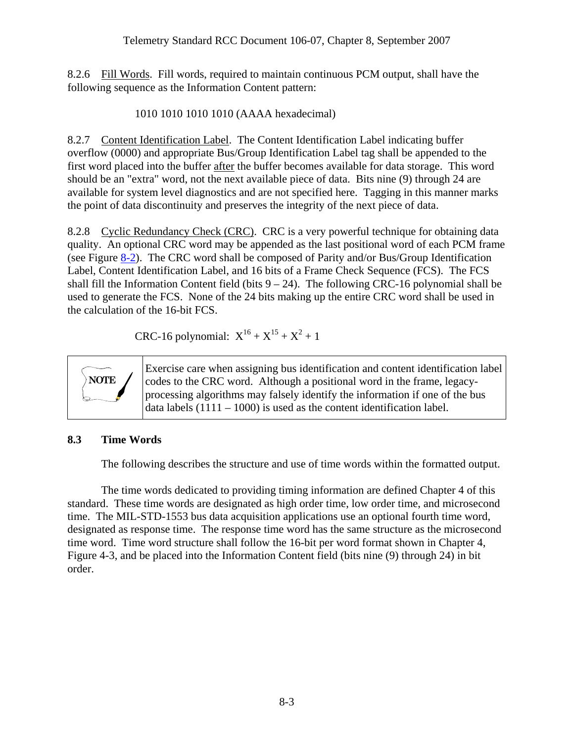8.2.6 Fill Words. Fill words, required to maintain continuous PCM output, shall have the following sequence as the Information Content pattern:

1010 1010 1010 1010 (AAAA hexadecimal)

8.2.7 Content Identification Label. The Content Identification Label indicating buffer overflow (0000) and appropriate Bus/Group Identification Label tag shall be appended to the first word placed into the buffer after the buffer becomes available for data storage. This word should be an "extra" word, not the next available piece of data. Bits nine (9) through 24 are available for system level diagnostics and are not specified here. Tagging in this manner marks the point of data discontinuity and preserves the integrity of the next piece of data.

8.2.8 Cyclic Redundancy Check (CRC). CRC is a very powerful technique for obtaining data quality. An optional CRC word may be appended as the last positional word of each PCM frame (see Figure 8-2). The CRC word shall be composed of Parity and/or Bus/Group Identification Label, Content Identification Label, and 16 bits of a Frame Check Sequence (FCS). The FCS shall fill the Information Content field (bits 9 – 24). The following CRC-16 polynomial shall be used to generate the FCS. None of the 24 bits making up the entire CRC word shall be used in the calculation of the 16-bit FCS.

CRC-16 polynomial: $X^{16} + X^{15} + X^2 + 1$

| NOTE | Exercise care when assigning bus identification and content identification label codes to the CRC word. Although a positional word in the frame, legacy-processing algorithms may falsely identify the information if one of the bus data labels (1111 – 1000) is used as the content identification label. |
|---|---|

## 8.3 Time Words

The following describes the structure and use of time words within the formatted output.

The time words dedicated to providing timing information are defined Chapter 4 of this standard. These time words are designated as high order time, low order time, and microsecond time. The MIL-STD-1553 bus data acquisition applications use an optional fourth time word, designated as response time. The response time word has the same structure as the microsecond time word. Time word structure shall follow the 16-bit per word format shown in Chapter 4, Figure 4-3, and be placed into the Information Content field (bits nine (9) through 24) in bit order.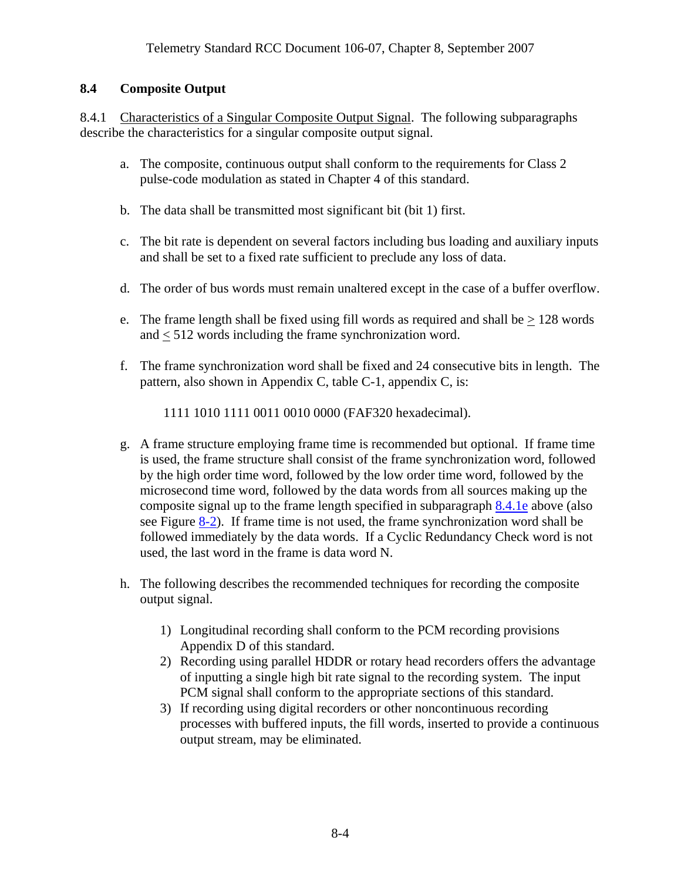## 8.4 Composite Output

8.4.1 Characteristics of a Singular Composite Output Signal. The following subparagraphs describe the characteristics for a singular composite output signal.

a. The composite, continuous output shall conform to the requirements for Class 2 pulse-code modulation as stated in Chapter 4 of this standard.

b. The data shall be transmitted most significant bit (bit 1) first.

c. The bit rate is dependent on several factors including bus loading and auxiliary inputs and shall be set to a fixed rate sufficient to preclude any loss of data.

d. The order of bus words must remain unaltered except in the case of a buffer overflow.

e. The frame length shall be fixed using fill words as required and shall be ≥ 128 words and ≤ 512 words including the frame synchronization word.

f. The frame synchronization word shall be fixed and 24 consecutive bits in length. The pattern, also shown in Appendix C, table C-1, appendix C, is:

   1111 1010 1111 0011 0010 0000 (FAF320 hexadecimal).

g. A frame structure employing frame time is recommended but optional. If frame time is used, the frame structure shall consist of the frame synchronization word, followed by the high order time word, followed by the low order time word, followed by the microsecond time word, followed by the data words from all sources making up the composite signal up to the frame length specified in subparagraph 8.4.1e above (also see Figure 8-2). If frame time is not used, the frame synchronization word shall be followed immediately by the data words. If a Cyclic Redundancy Check word is not used, the last word in the frame is data word N.

h. The following describes the recommended techniques for recording the composite output signal.

   1) Longitudinal recording shall conform to the PCM recording provisions Appendix D of this standard.
   2) Recording using parallel HDDR or rotary head recorders offers the advantage of inputting a single high bit rate signal to the recording system. The input PCM signal shall conform to the appropriate sections of this standard.
   3) If recording using digital recorders or other noncontinuous recording processes with buffered inputs, the fill words, inserted to provide a continuous output stream, may be eliminated.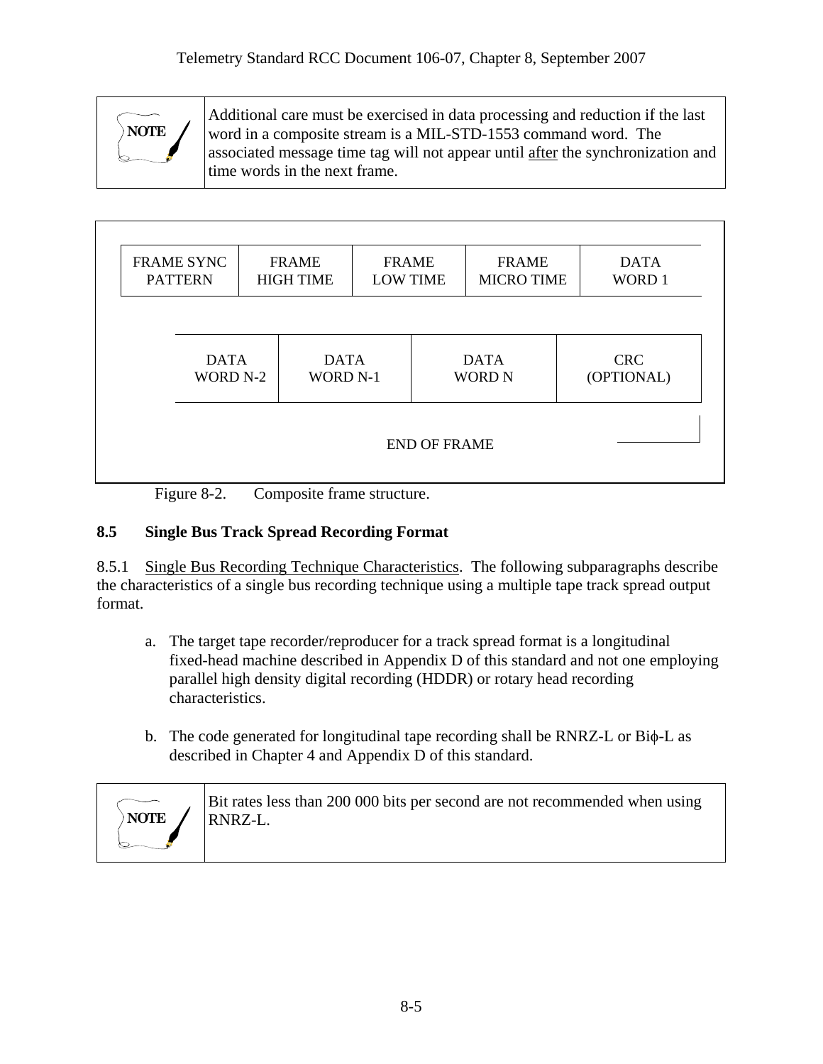> **NOTE**
>
> Additional care must be exercised in data processing and reduction if the last word in a composite stream is a MIL-STD-1553 command word. The associated message time tag will not appear until after the synchronization and time words in the next frame.

| FRAME SYNC PATTERN | FRAME HIGH TIME | FRAME LOW TIME | FRAME MICRO TIME | DATA WORD 1 |
|---|---|---|---|---|

| DATA WORD N-2 | DATA WORD N-1 | DATA WORD N | CRC (OPTIONAL) |
|---|---|---|---|

END OF FRAME

Figure 8-2. Composite frame structure.

## 8.5 Single Bus Track Spread Recording Format

8.5.1 Single Bus Recording Technique Characteristics. The following subparagraphs describe the characteristics of a single bus recording technique using a multiple tape track spread output format.

a. The target tape recorder/reproducer for a track spread format is a longitudinal fixed-head machine described in Appendix D of this standard and not one employing parallel high density digital recording (HDDR) or rotary head recording characteristics.

b. The code generated for longitudinal tape recording shall be RNRZ-L or Biϕ-L as described in Chapter 4 and Appendix D of this standard.

> **NOTE**
>
> Bit rates less than 200 000 bits per second are not recommended when using RNRZ-L.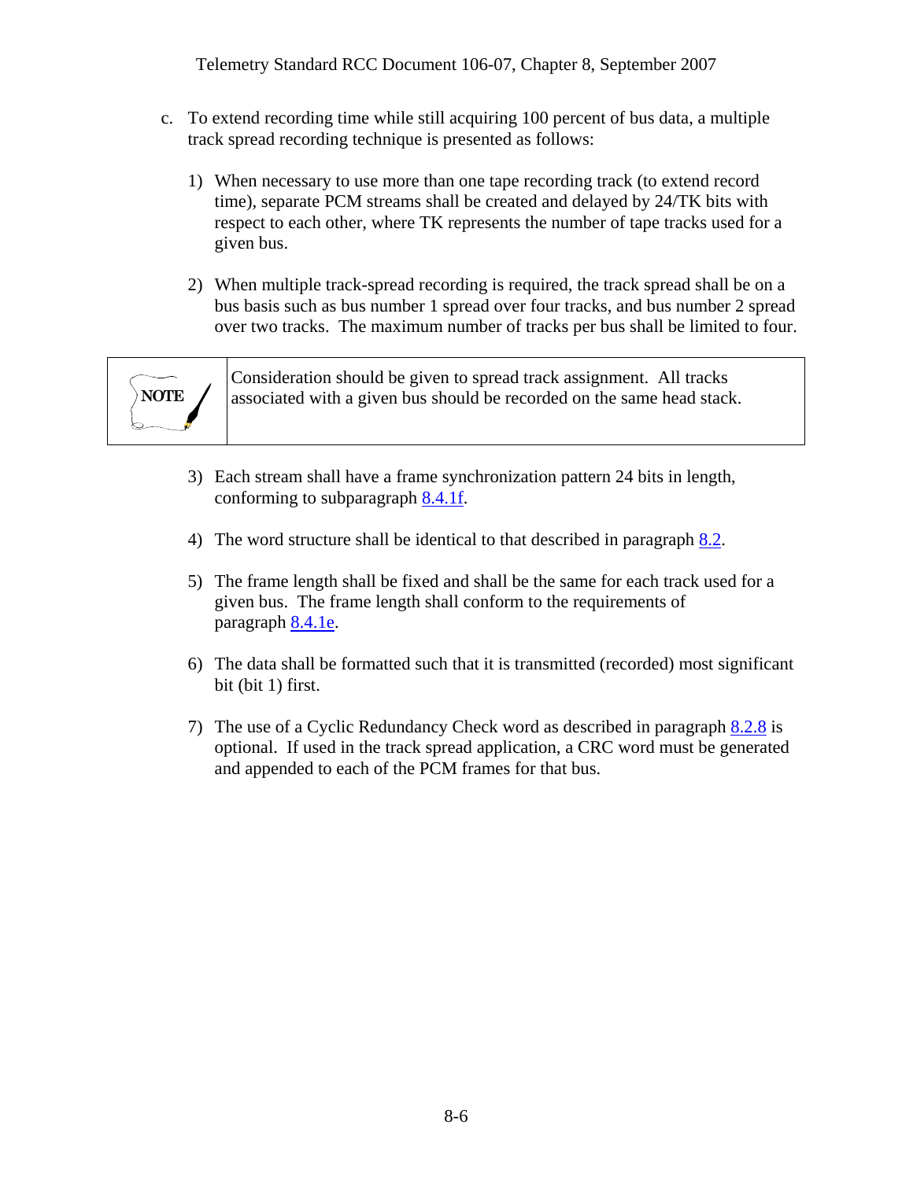c. To extend recording time while still acquiring 100 percent of bus data, a multiple track spread recording technique is presented as follows:

   1) When necessary to use more than one tape recording track (to extend record time), separate PCM streams shall be created and delayed by 24/TK bits with respect to each other, where TK represents the number of tape tracks used for a given bus.

   2) When multiple track-spread recording is required, the track spread shall be on a bus basis such as bus number 1 spread over four tracks, and bus number 2 spread over two tracks. The maximum number of tracks per bus shall be limited to four.

| NOTE | Consideration should be given to spread track assignment. All tracks associated with a given bus should be recorded on the same head stack. |
|---|---|

   3) Each stream shall have a frame synchronization pattern 24 bits in length, conforming to subparagraph 8.4.1f.

   4) The word structure shall be identical to that described in paragraph 8.2.

   5) The frame length shall be fixed and shall be the same for each track used for a given bus. The frame length shall conform to the requirements of paragraph 8.4.1e.

   6) The data shall be formatted such that it is transmitted (recorded) most significant bit (bit 1) first.

   7) The use of a Cyclic Redundancy Check word as described in paragraph 8.2.8 is optional. If used in the track spread application, a CRC word must be generated and appended to each of the PCM frames for that bus.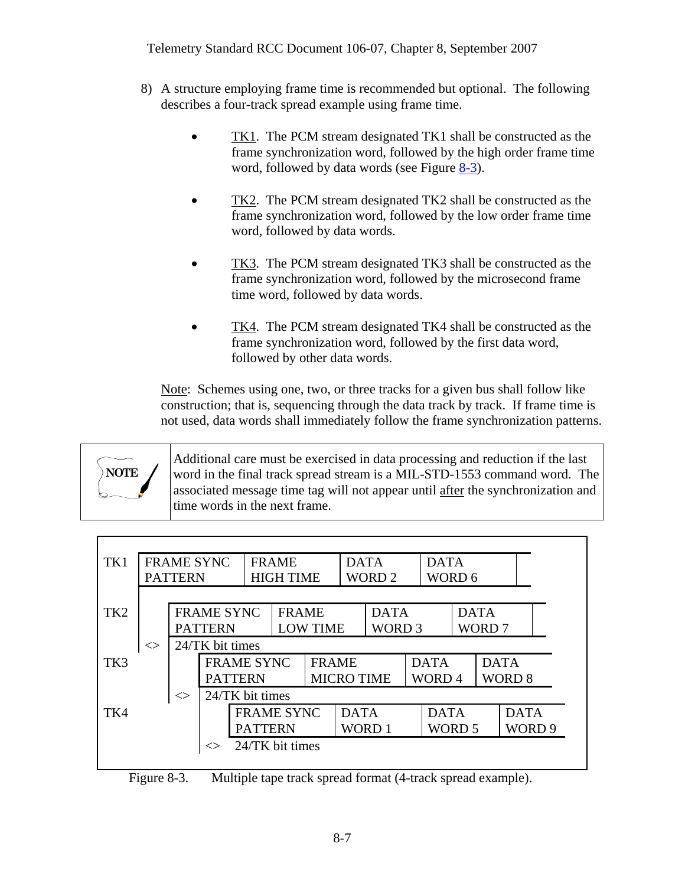8) A structure employing frame time is recommended but optional. The following describes a four-track spread example using frame time.

   - TK1. The PCM stream designated TK1 shall be constructed as the frame synchronization word, followed by the high order frame time word, followed by data words (see Figure 8-3).

   - TK2. The PCM stream designated TK2 shall be constructed as the frame synchronization word, followed by the low order frame time word, followed by data words.

   - TK3. The PCM stream designated TK3 shall be constructed as the frame synchronization word, followed by the microsecond frame time word, followed by data words.

   - TK4. The PCM stream designated TK4 shall be constructed as the frame synchronization word, followed by the first data word, followed by other data words.

   Note: Schemes using one, two, or three tracks for a given bus shall follow like construction; that is, sequencing through the data track by track. If frame time is not used, data words shall immediately follow the frame synchronization patterns.

| NOTE | Additional care must be exercised in data processing and reduction if the last word in the final track spread stream is a MIL-STD-1553 command word. The associated message time tag will not appear until after the synchronization and time words in the next frame. |
|---|---|

| Track | | | | |
|---|---|---|---|---|
| TK1 | FRAME SYNC PATTERN | FRAME HIGH TIME | DATA WORD 2 | DATA WORD 6 |
| TK2 (<> 24/TK bit times) | FRAME SYNC PATTERN | FRAME LOW TIME | DATA WORD 3 | DATA WORD 7 |
| TK3 (<> 24/TK bit times) | FRAME SYNC PATTERN | FRAME MICRO TIME | DATA WORD 4 | DATA WORD 8 |
| TK4 (<> 24/TK bit times) | FRAME SYNC PATTERN | DATA WORD 1 | DATA WORD 5 | DATA WORD 9 |

Figure 8-3. Multiple tape track spread format (4-track spread example).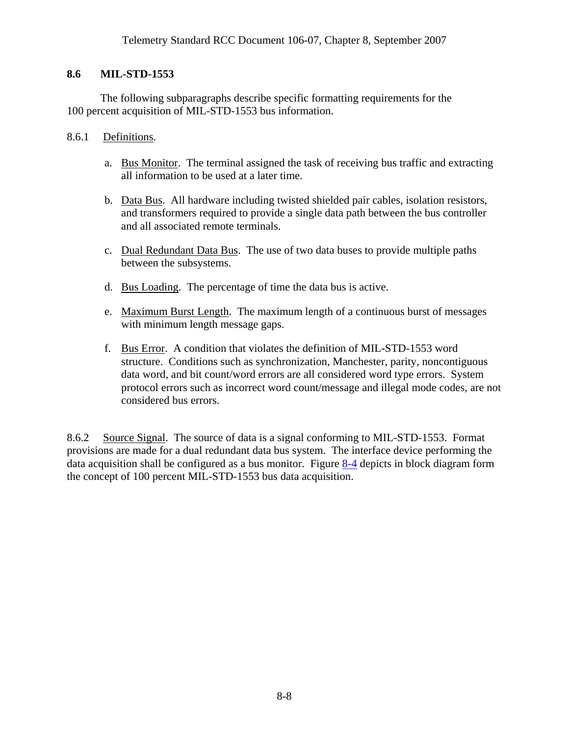## 8.6 MIL-STD-1553

The following subparagraphs describe specific formatting requirements for the 100 percent acquisition of MIL-STD-1553 bus information.

8.6.1 Definitions.

a. Bus Monitor. The terminal assigned the task of receiving bus traffic and extracting all information to be used at a later time.

b. Data Bus. All hardware including twisted shielded pair cables, isolation resistors, and transformers required to provide a single data path between the bus controller and all associated remote terminals.

c. Dual Redundant Data Bus. The use of two data buses to provide multiple paths between the subsystems.

d. Bus Loading. The percentage of time the data bus is active.

e. Maximum Burst Length. The maximum length of a continuous burst of messages with minimum length message gaps.

f. Bus Error. A condition that violates the definition of MIL-STD-1553 word structure. Conditions such as synchronization, Manchester, parity, noncontiguous data word, and bit count/word errors are all considered word type errors. System protocol errors such as incorrect word count/message and illegal mode codes, are not considered bus errors.

8.6.2 Source Signal. The source of data is a signal conforming to MIL-STD-1553. Format provisions are made for a dual redundant data bus system. The interface device performing the data acquisition shall be configured as a bus monitor. Figure 8-4 depicts in block diagram form the concept of 100 percent MIL-STD-1553 bus data acquisition.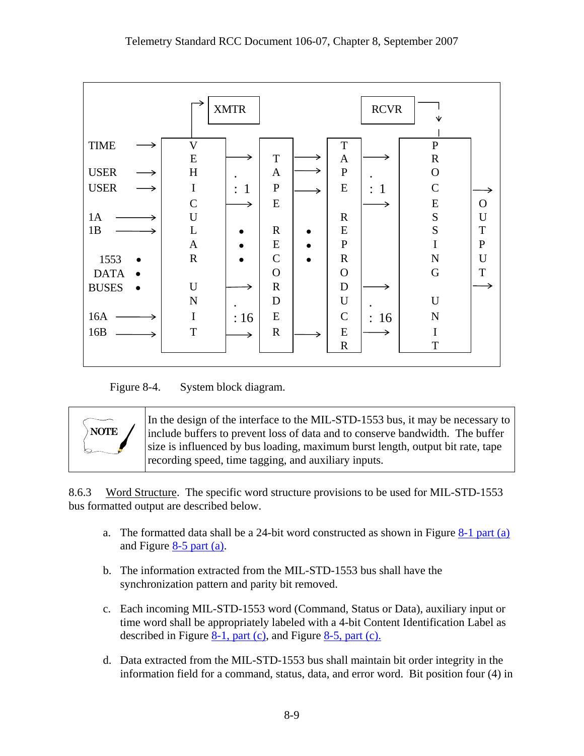Figure 8-4. System block diagram.

| NOTE | In the design of the interface to the MIL-STD-1553 bus, it may be necessary to include buffers to prevent loss of data and to conserve bandwidth. The buffer size is influenced by bus loading, maximum burst length, output bit rate, tape recording speed, time tagging, and auxiliary inputs. |
|---|---|

8.6.3 Word Structure. The specific word structure provisions to be used for MIL-STD-1553 bus formatted output are described below.

a. The formatted data shall be a 24-bit word constructed as shown in Figure 8-1 part (a) and Figure 8-5 part (a).

b. The information extracted from the MIL-STD-1553 bus shall have the synchronization pattern and parity bit removed.

c. Each incoming MIL-STD-1553 word (Command, Status or Data), auxiliary input or time word shall be appropriately labeled with a 4-bit Content Identification Label as described in Figure 8-1, part (c), and Figure 8-5, part (c).

d. Data extracted from the MIL-STD-1553 bus shall maintain bit order integrity in the information field for a command, status, data, and error word. Bit position four (4) in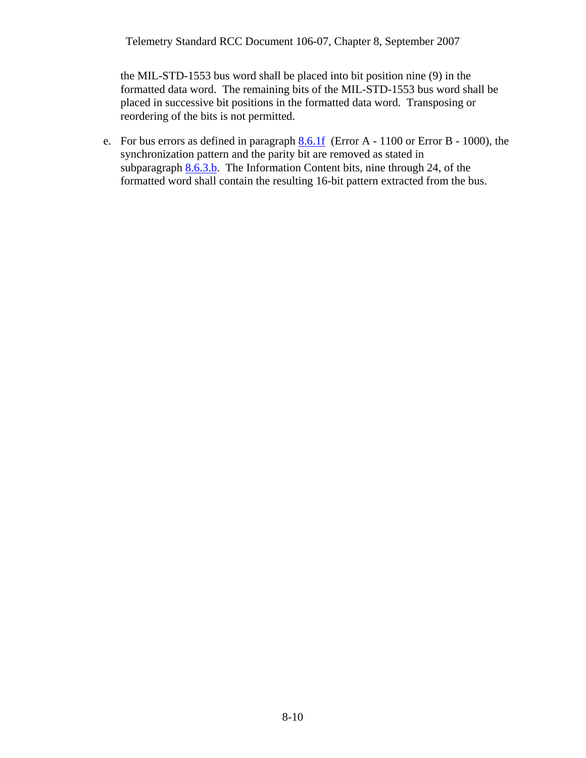the MIL-STD-1553 bus word shall be placed into bit position nine (9) in the formatted data word. The remaining bits of the MIL-STD-1553 bus word shall be placed in successive bit positions in the formatted data word. Transposing or reordering of the bits is not permitted.

e. For bus errors as defined in paragraph 8.6.1f (Error A - 1100 or Error B - 1000), the synchronization pattern and the parity bit are removed as stated in subparagraph 8.6.3.b. The Information Content bits, nine through 24, of the formatted word shall contain the resulting 16-bit pattern extracted from the bus.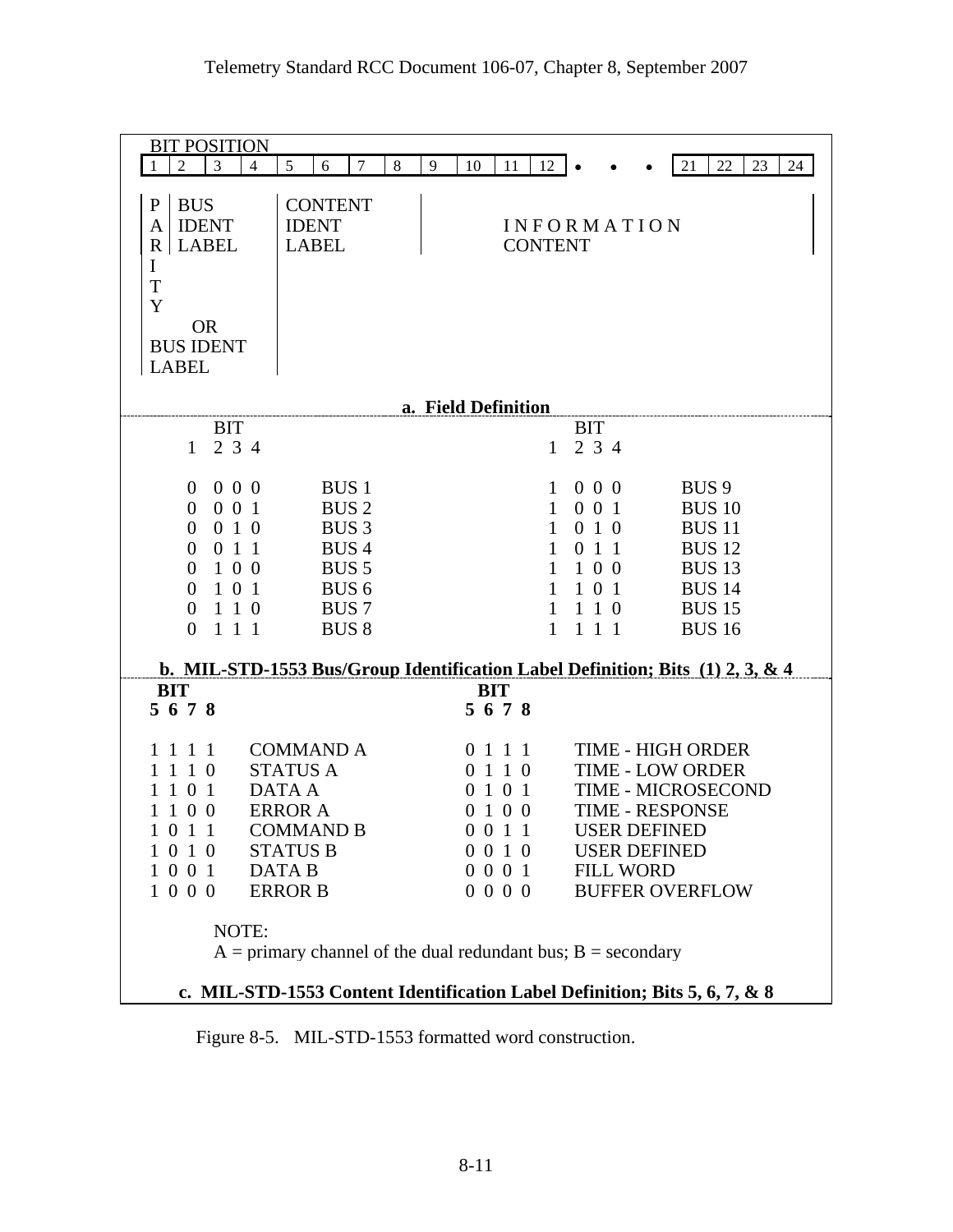**a. Field Definition**

BIT POSITION

| 1 | 2 | 3 | 4 | 5 | 6 | 7 | 8 | 9 | 10 | 11 | 12 | • • • | 21 | 22 | 23 | 24 |
|---|---|---|---|---|---|---|---|---|---|---|---|---|---|---|---|---|
| PARITY OR BUS IDENT LABEL | BUS IDENT LABEL | | | CONTENT IDENT LABEL | | | | INFORMATION CONTENT | | | | | | | | |

**b. MIL-STD-1553 Bus/Group Identification Label Definition; Bits (1) 2, 3, & 4**

| BIT 1 | BIT 2 3 4 | | BIT 1 | BIT 2 3 4 | |
|---|---|---|---|---|---|
| 0 | 0 0 0 | BUS 1 | 1 | 0 0 0 | BUS 9 |
| 0 | 0 0 1 | BUS 2 | 1 | 0 0 1 | BUS 10 |
| 0 | 0 1 0 | BUS 3 | 1 | 0 1 0 | BUS 11 |
| 0 | 0 1 1 | BUS 4 | 1 | 0 1 1 | BUS 12 |
| 0 | 1 0 0 | BUS 5 | 1 | 1 0 0 | BUS 13 |
| 0 | 1 0 1 | BUS 6 | 1 | 1 0 1 | BUS 14 |
| 0 | 1 1 0 | BUS 7 | 1 | 1 1 0 | BUS 15 |
| 0 | 1 1 1 | BUS 8 | 1 | 1 1 1 | BUS 16 |

**c. MIL-STD-1553 Content Identification Label Definition; Bits 5, 6, 7, & 8**

| BIT 5 6 7 8 | | BIT 5 6 7 8 | |
|---|---|---|---|
| 1 1 1 1 | COMMAND A | 0 1 1 1 | TIME - HIGH ORDER |
| 1 1 1 0 | STATUS A | 0 1 1 0 | TIME - LOW ORDER |
| 1 1 0 1 | DATA A | 0 1 0 1 | TIME - MICROSECOND |
| 1 1 0 0 | ERROR A | 0 1 0 0 | TIME - RESPONSE |
| 1 0 1 1 | COMMAND B | 0 0 1 1 | USER DEFINED |
| 1 0 1 0 | STATUS B | 0 0 1 0 | USER DEFINED |
| 1 0 0 1 | DATA B | 0 0 0 1 | FILL WORD |
| 1 0 0 0 | ERROR B | 0 0 0 0 | BUFFER OVERFLOW |

NOTE:
A = primary channel of the dual redundant bus; B = secondary

Figure 8-5. MIL-STD-1553 formatted word construction.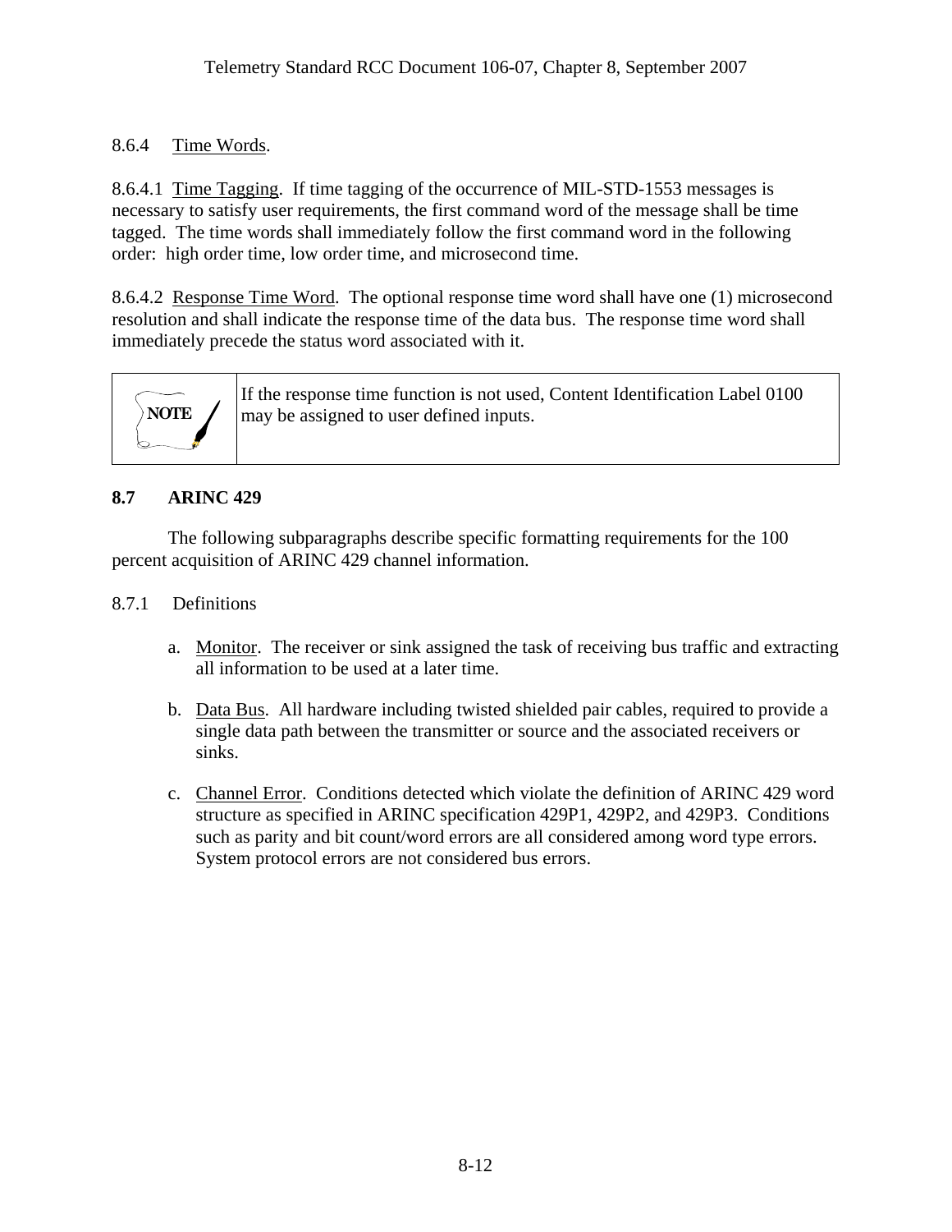#### 8.6.4 Time Words.

8.6.4.1 Time Tagging. If time tagging of the occurrence of MIL-STD-1553 messages is necessary to satisfy user requirements, the first command word of the message shall be time tagged. The time words shall immediately follow the first command word in the following order: high order time, low order time, and microsecond time.

8.6.4.2 Response Time Word. The optional response time word shall have one (1) microsecond resolution and shall indicate the response time of the data bus. The response time word shall immediately precede the status word associated with it.

| NOTE | If the response time function is not used, Content Identification Label 0100 may be assigned to user defined inputs. |
|---|---|

## 8.7 ARINC 429

The following subparagraphs describe specific formatting requirements for the 100 percent acquisition of ARINC 429 channel information.

### 8.7.1 Definitions

a. Monitor. The receiver or sink assigned the task of receiving bus traffic and extracting all information to be used at a later time.

b. Data Bus. All hardware including twisted shielded pair cables, required to provide a single data path between the transmitter or source and the associated receivers or sinks.

c. Channel Error. Conditions detected which violate the definition of ARINC 429 word structure as specified in ARINC specification 429P1, 429P2, and 429P3. Conditions such as parity and bit count/word errors are all considered among word type errors. System protocol errors are not considered bus errors.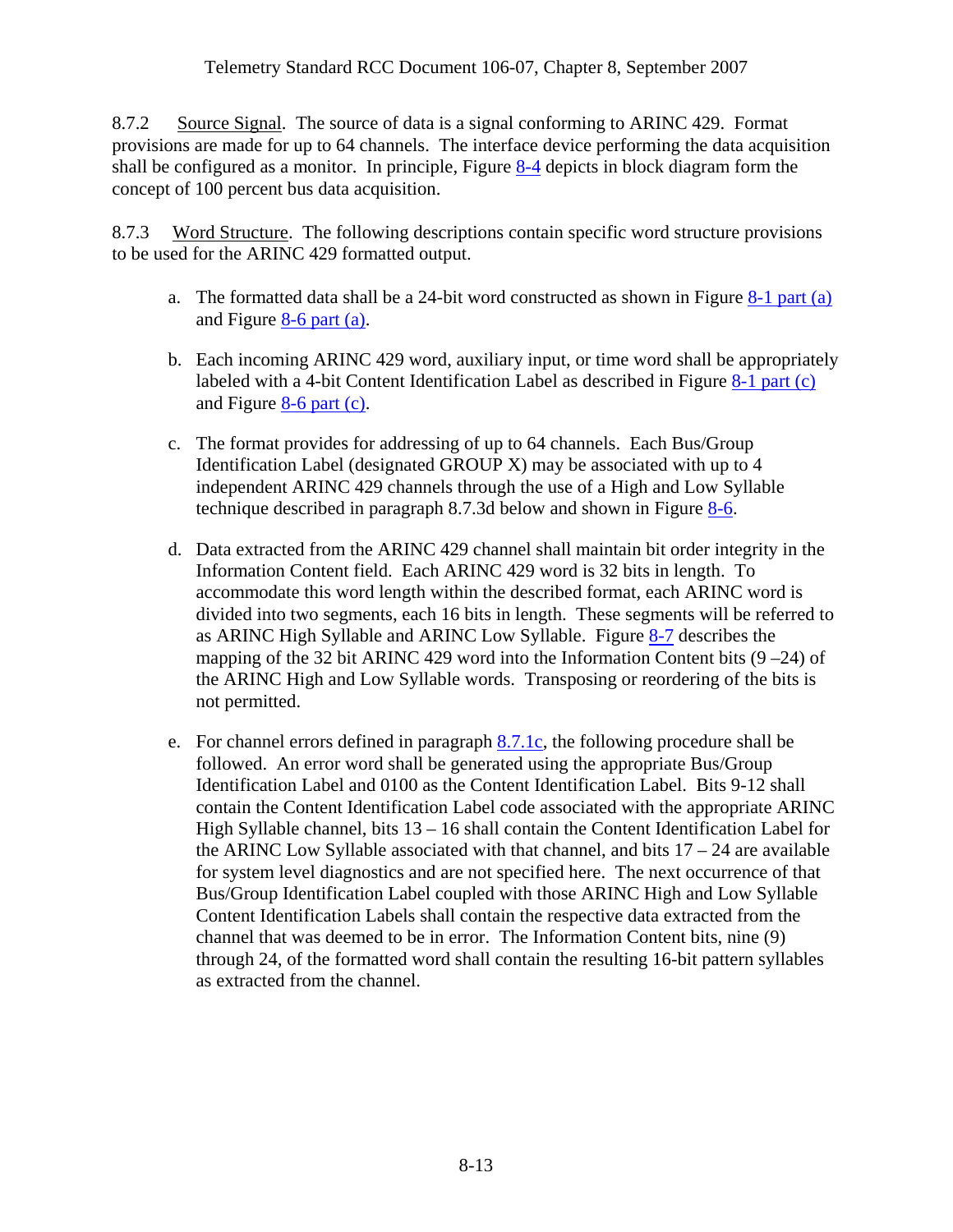8.7.2 Source Signal. The source of data is a signal conforming to ARINC 429. Format provisions are made for up to 64 channels. The interface device performing the data acquisition shall be configured as a monitor. In principle, Figure 8-4 depicts in block diagram form the concept of 100 percent bus data acquisition.

8.7.3 Word Structure. The following descriptions contain specific word structure provisions to be used for the ARINC 429 formatted output.

a. The formatted data shall be a 24-bit word constructed as shown in Figure 8-1 part (a) and Figure 8-6 part (a).

b. Each incoming ARINC 429 word, auxiliary input, or time word shall be appropriately labeled with a 4-bit Content Identification Label as described in Figure 8-1 part (c) and Figure 8-6 part (c).

c. The format provides for addressing of up to 64 channels. Each Bus/Group Identification Label (designated GROUP X) may be associated with up to 4 independent ARINC 429 channels through the use of a High and Low Syllable technique described in paragraph 8.7.3d below and shown in Figure 8-6.

d. Data extracted from the ARINC 429 channel shall maintain bit order integrity in the Information Content field. Each ARINC 429 word is 32 bits in length. To accommodate this word length within the described format, each ARINC word is divided into two segments, each 16 bits in length. These segments will be referred to as ARINC High Syllable and ARINC Low Syllable. Figure 8-7 describes the mapping of the 32 bit ARINC 429 word into the Information Content bits (9 –24) of the ARINC High and Low Syllable words. Transposing or reordering of the bits is not permitted.

e. For channel errors defined in paragraph 8.7.1c, the following procedure shall be followed. An error word shall be generated using the appropriate Bus/Group Identification Label and 0100 as the Content Identification Label. Bits 9-12 shall contain the Content Identification Label code associated with the appropriate ARINC High Syllable channel, bits 13 – 16 shall contain the Content Identification Label for the ARINC Low Syllable associated with that channel, and bits 17 – 24 are available for system level diagnostics and are not specified here. The next occurrence of that Bus/Group Identification Label coupled with those ARINC High and Low Syllable Content Identification Labels shall contain the respective data extracted from the channel that was deemed to be in error. The Information Content bits, nine (9) through 24, of the formatted word shall contain the resulting 16-bit pattern syllables as extracted from the channel.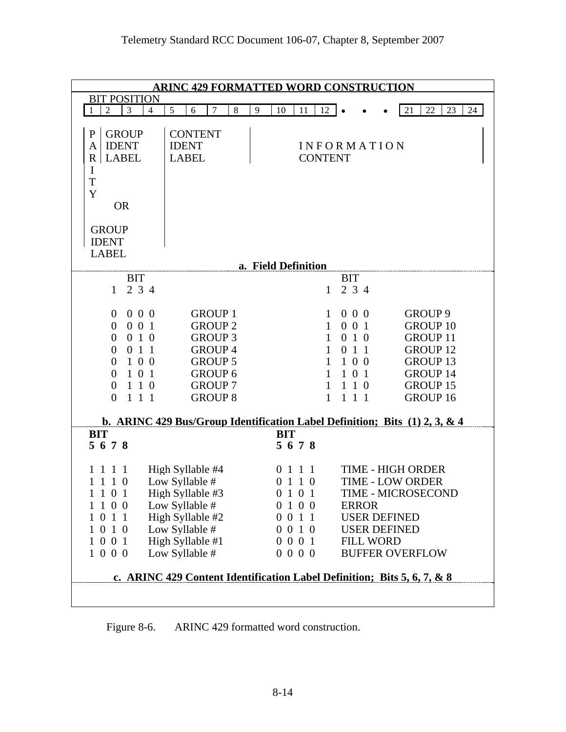**ARINC 429 FORMATTED WORD CONSTRUCTION**

BIT POSITION

| 1 | 2 | 3 | 4 | 5 | 6 | 7 | 8 | 9 | 10 | 11 | 12 | • • • | 21 | 22 | 23 | 24 |
|---|---|---|---|---|---|---|---|---|---|---|---|---|---|---|---|---|
| PARITY | GROUP IDENT LABEL | | | CONTENT IDENT LABEL | | | | INFORMATION CONTENT | | | | | | | | |

PARITY GROUP IDENT LABEL OR GROUP IDENT LABEL

**a. Field Definition**

| BIT 1 2 3 4 | | BIT 1 2 3 4 | |
|---|---|---|---|
| 0 0 0 0 | GROUP 1 | 1 0 0 0 | GROUP 9 |
| 0 0 0 1 | GROUP 2 | 1 0 0 1 | GROUP 10 |
| 0 0 1 0 | GROUP 3 | 1 0 1 0 | GROUP 11 |
| 0 0 1 1 | GROUP 4 | 1 0 1 1 | GROUP 12 |
| 0 1 0 0 | GROUP 5 | 1 1 0 0 | GROUP 13 |
| 0 1 0 1 | GROUP 6 | 1 1 0 1 | GROUP 14 |
| 0 1 1 0 | GROUP 7 | 1 1 1 0 | GROUP 15 |
| 0 1 1 1 | GROUP 8 | 1 1 1 1 | GROUP 16 |

**b. ARINC 429 Bus/Group Identification Label Definition; Bits (1) 2, 3, & 4**

| **BIT 5 6 7 8** | | **BIT 5 6 7 8** | |
|---|---|---|---|
| 1 1 1 1 | High Syllable #4 | 0 1 1 1 | TIME - HIGH ORDER |
| 1 1 1 0 | Low Syllable # | 0 1 1 0 | TIME - LOW ORDER |
| 1 1 0 1 | High Syllable #3 | 0 1 0 1 | TIME - MICROSECOND |
| 1 1 0 0 | Low Syllable # | 0 1 0 0 | ERROR |
| 1 0 1 1 | High Syllable #2 | 0 0 1 1 | USER DEFINED |
| 1 0 1 0 | Low Syllable # | 0 0 1 0 | USER DEFINED |
| 1 0 0 1 | High Syllable #1 | 0 0 0 1 | FILL WORD |
| 1 0 0 0 | Low Syllable # | 0 0 0 0 | BUFFER OVERFLOW |

**c. ARINC 429 Content Identification Label Definition; Bits 5, 6, 7, & 8**

Figure 8-6. ARINC 429 formatted word construction.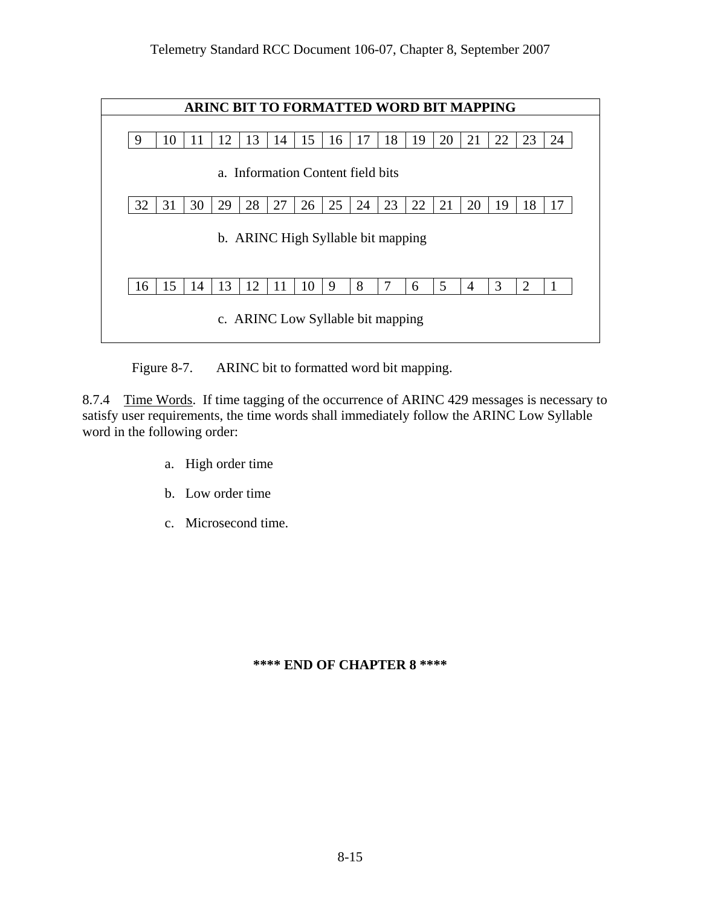**ARINC BIT TO FORMATTED WORD BIT MAPPING**

| | | | | | | | | | | | | | | | |
|---|---|---|---|---|---|---|---|---|---|---|---|---|---|---|---|
| 9 | 10 | 11 | 12 | 13 | 14 | 15 | 16 | 17 | 18 | 19 | 20 | 21 | 22 | 23 | 24 |

a. Information Content field bits

| | | | | | | | | | | | | | | | |
|---|---|---|---|---|---|---|---|---|---|---|---|---|---|---|---|
| 32 | 31 | 30 | 29 | 28 | 27 | 26 | 25 | 24 | 23 | 22 | 21 | 20 | 19 | 18 | 17 |

b. ARINC High Syllable bit mapping

| | | | | | | | | | | | | | | | |
|---|---|---|---|---|---|---|---|---|---|---|---|---|---|---|---|
| 16 | 15 | 14 | 13 | 12 | 11 | 10 | 9 | 8 | 7 | 6 | 5 | 4 | 3 | 2 | 1 |

c. ARINC Low Syllable bit mapping

Figure 8-7. ARINC bit to formatted word bit mapping.

8.7.4 Time Words. If time tagging of the occurrence of ARINC 429 messages is necessary to satisfy user requirements, the time words shall immediately follow the ARINC Low Syllable word in the following order:

a. High order time

b. Low order time

c. Microsecond time.

**\*\*\*\* END OF CHAPTER 8 \*\*\*\***